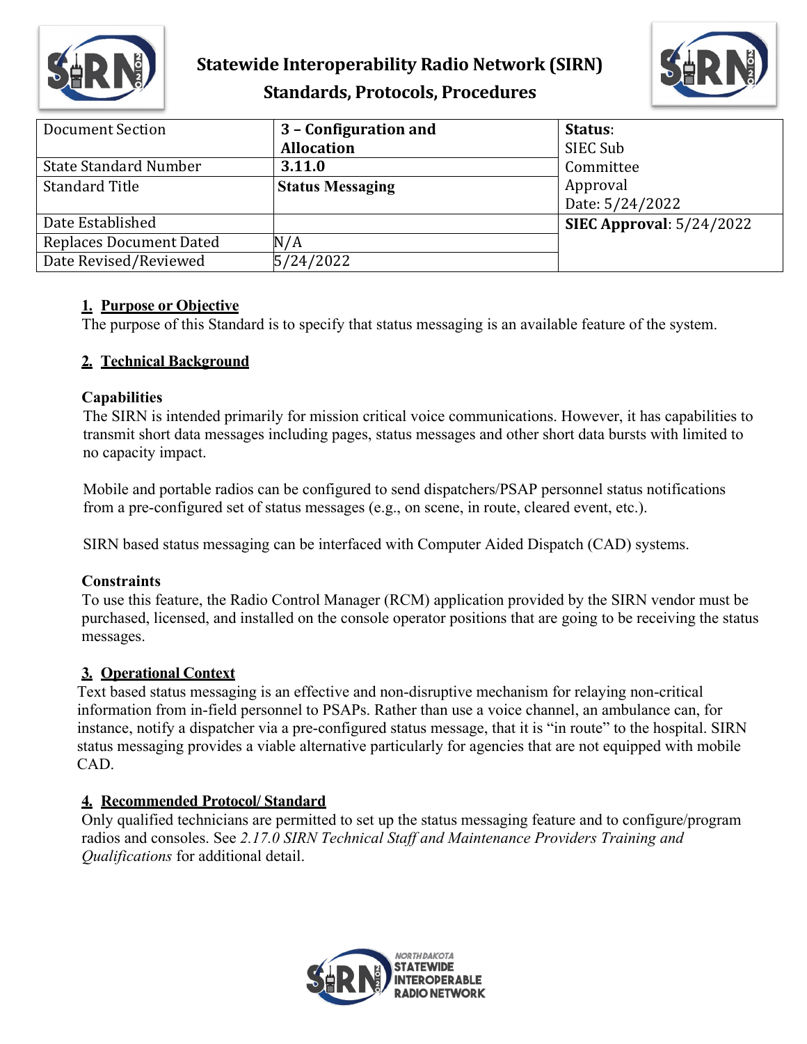# Statewide Interoperability Radio Network (SIRN)
## Standards, Protocols, Procedures

| Document Section | **3 – Configuration and Allocation** | **Status**: SIEC Sub Committee Approval Date: 5/24/2022 |
|---|---|---|
| State Standard Number | **3.11.0** | |
| Standard Title | **Status Messaging** | |
| Date Established | | **SIEC Approval**: 5/24/2022 |
| Replaces Document Dated | N/A | |
| Date Revised/Reviewed | 5/24/2022 | |

### 1. Purpose or Objective

The purpose of this Standard is to specify that status messaging is an available feature of the system.

### 2. Technical Background

**Capabilities**

The SIRN is intended primarily for mission critical voice communications. However, it has capabilities to transmit short data messages including pages, status messages and other short data bursts with limited to no capacity impact.

Mobile and portable radios can be configured to send dispatchers/PSAP personnel status notifications from a pre-configured set of status messages (e.g., on scene, in route, cleared event, etc.).

SIRN based status messaging can be interfaced with Computer Aided Dispatch (CAD) systems.

**Constraints**

To use this feature, the Radio Control Manager (RCM) application provided by the SIRN vendor must be purchased, licensed, and installed on the console operator positions that are going to be receiving the status messages.

### 3. Operational Context

Text based status messaging is an effective and non-disruptive mechanism for relaying non-critical information from in-field personnel to PSAPs. Rather than use a voice channel, an ambulance can, for instance, notify a dispatcher via a pre-configured status message, that it is "in route" to the hospital. SIRN status messaging provides a viable alternative particularly for agencies that are not equipped with mobile CAD.

### 4. Recommended Protocol/ Standard

Only qualified technicians are permitted to set up the status messaging feature and to configure/program radios and consoles. See *2.17.0 SIRN Technical Staff and Maintenance Providers Training and Qualifications* for additional detail.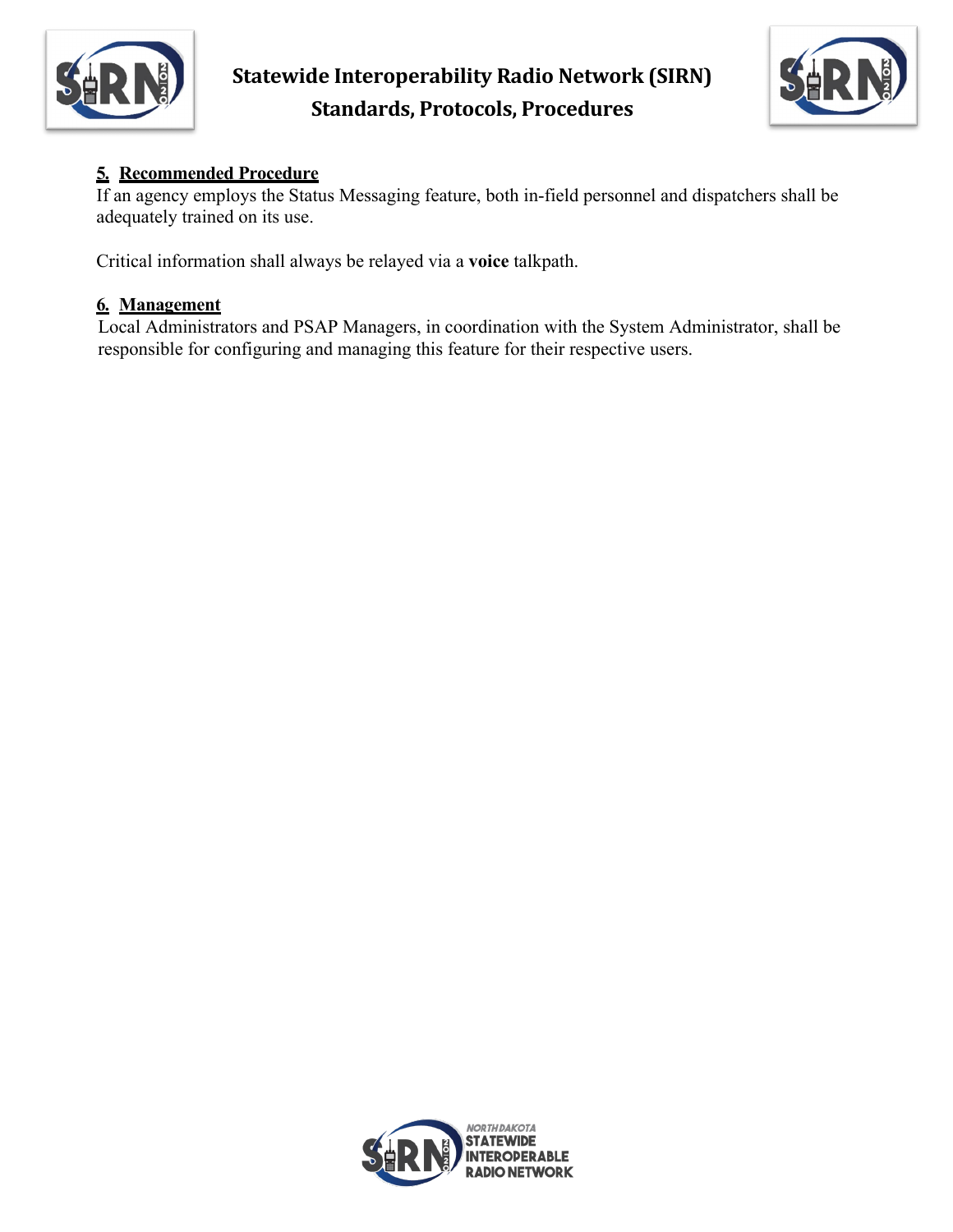## 5. Recommended Procedure

If an agency employs the Status Messaging feature, both in-field personnel and dispatchers shall be adequately trained on its use.

Critical information shall always be relayed via a **voice** talkpath.

## 6. Management

Local Administrators and PSAP Managers, in coordination with the System Administrator, shall be responsible for configuring and managing this feature for their respective users.